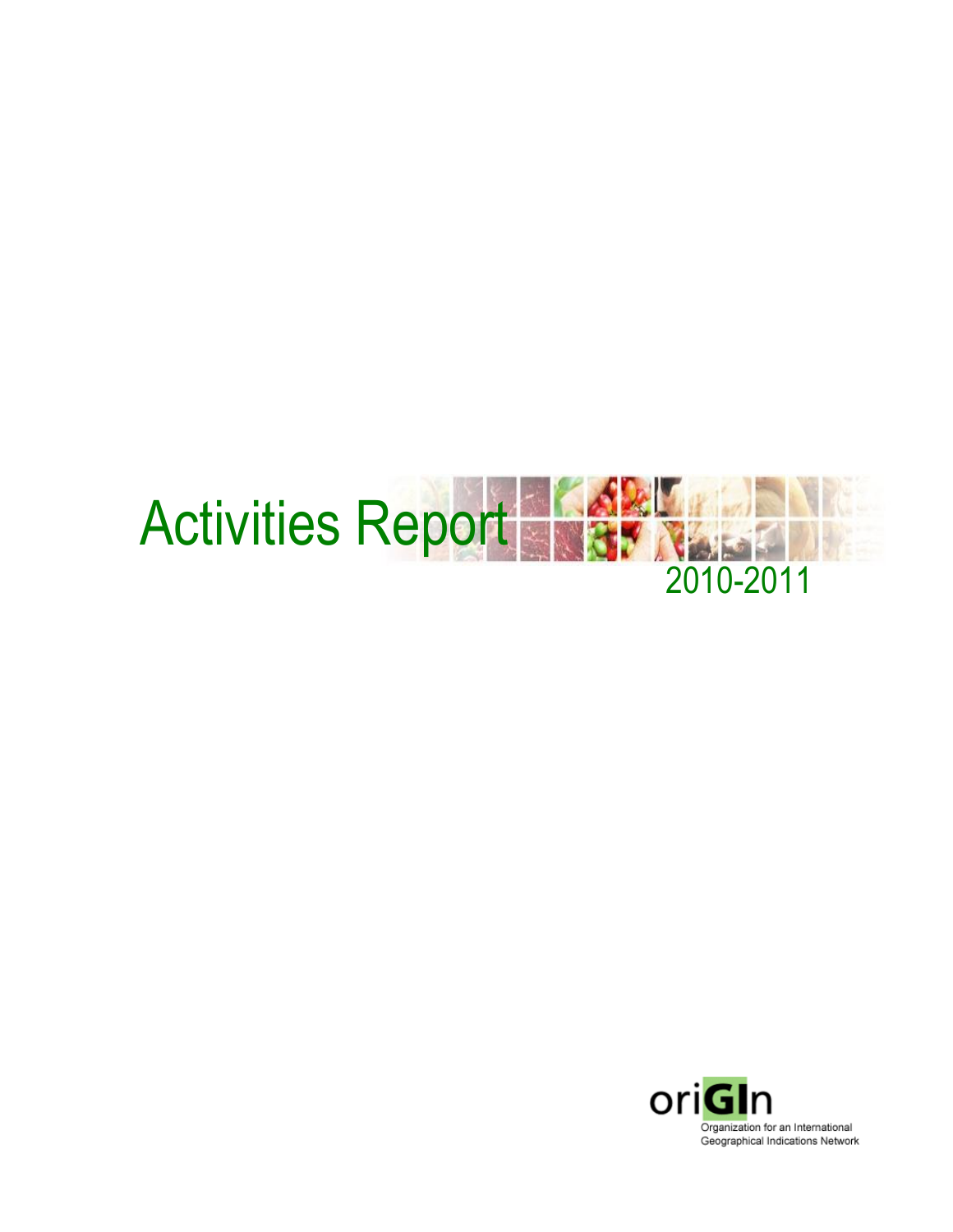# Activities Report

2010-2011

oriGIn

Organization for an International Geographical Indications Network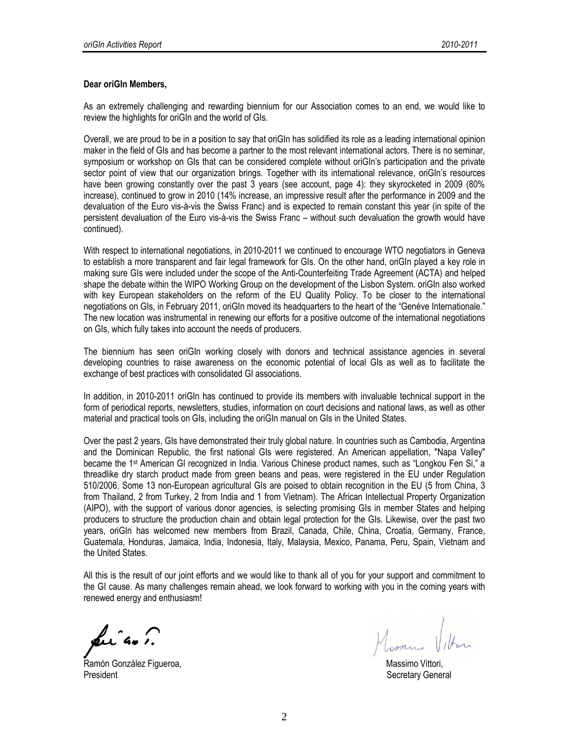**Dear oriGIn Members,**

As an extremely challenging and rewarding biennium for our Association comes to an end, we would like to review the highlights for oriGIn and the world of GIs.

Overall, we are proud to be in a position to say that oriGIn has solidified its role as a leading international opinion maker in the field of GIs and has become a partner to the most relevant international actors. There is no seminar, symposium or workshop on GIs that can be considered complete without oriGIn's participation and the private sector point of view that our organization brings. Together with its international relevance, oriGIn's resources have been growing constantly over the past 3 years (see account, page 4): they skyrocketed in 2009 (80% increase), continued to grow in 2010 (14% increase, an impressive result after the performance in 2009 and the devaluation of the Euro vis-à-vis the Swiss Franc) and is expected to remain constant this year (in spite of the persistent devaluation of the Euro vis-à-vis the Swiss Franc – without such devaluation the growth would have continued).

With respect to international negotiations, in 2010-2011 we continued to encourage WTO negotiators in Geneva to establish a more transparent and fair legal framework for GIs. On the other hand, oriGIn played a key role in making sure GIs were included under the scope of the Anti-Counterfeiting Trade Agreement (ACTA) and helped shape the debate within the WIPO Working Group on the development of the Lisbon System. oriGIn also worked with key European stakeholders on the reform of the EU Quality Policy. To be closer to the international negotiations on GIs, in February 2011, oriGIn moved its headquarters to the heart of the "Genève Internationale." The new location was instrumental in renewing our efforts for a positive outcome of the international negotiations on GIs, which fully takes into account the needs of producers.

The biennium has seen oriGIn working closely with donors and technical assistance agencies in several developing countries to raise awareness on the economic potential of local GIs as well as to facilitate the exchange of best practices with consolidated GI associations.

In addition, in 2010-2011 oriGIn has continued to provide its members with invaluable technical support in the form of periodical reports, newsletters, studies, information on court decisions and national laws, as well as other material and practical tools on GIs, including the oriGIn manual on GIs in the United States.

Over the past 2 years, GIs have demonstrated their truly global nature. In countries such as Cambodia, Argentina and the Dominican Republic, the first national GIs were registered. An American appellation, "Napa Valley" became the 1st American GI recognized in India. Various Chinese product names, such as "Longkou Fen Si," a threadlike dry starch product made from green beans and peas, were registered in the EU under Regulation 510/2006. Some 13 non-European agricultural GIs are poised to obtain recognition in the EU (5 from China, 3 from Thailand, 2 from Turkey, 2 from India and 1 from Vietnam). The African Intellectual Property Organization (AIPO), with the support of various donor agencies, is selecting promising GIs in member States and helping producers to structure the production chain and obtain legal protection for the GIs. Likewise, over the past two years, oriGIn has welcomed new members from Brazil, Canada, Chile, China, Croatia, Germany, France, Guatemala, Honduras, Jamaica, India, Indonesia, Italy, Malaysia, Mexico, Panama, Peru, Spain, Vietnam and the United States.

All this is the result of our joint efforts and we would like to thank all of you for your support and commitment to the GI cause. As many challenges remain ahead, we look forward to working with you in the coming years with renewed energy and enthusiasm!

Ramón González Figueroa,
President

Massimo Vittori,
Secretary General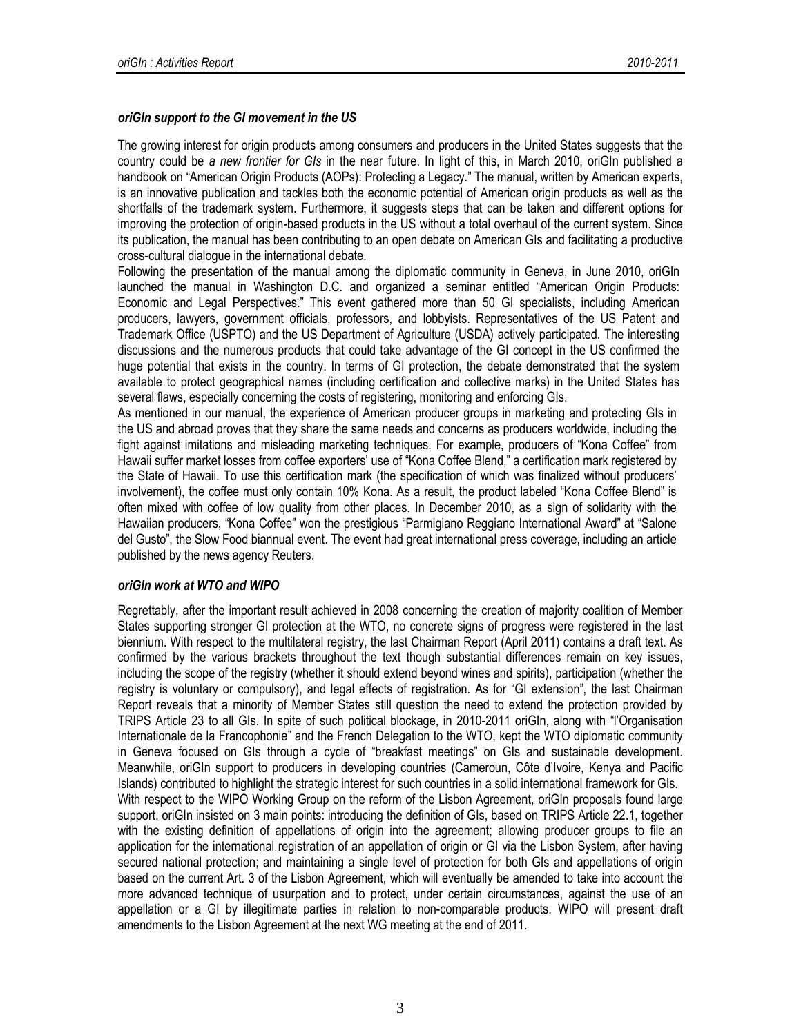### *oriGIn support to the GI movement in the US*

The growing interest for origin products among consumers and producers in the United States suggests that the country could be *a new frontier for GIs* in the near future. In light of this, in March 2010, oriGIn published a handbook on "American Origin Products (AOPs): Protecting a Legacy." The manual, written by American experts, is an innovative publication and tackles both the economic potential of American origin products as well as the shortfalls of the trademark system. Furthermore, it suggests steps that can be taken and different options for improving the protection of origin-based products in the US without a total overhaul of the current system. Since its publication, the manual has been contributing to an open debate on American GIs and facilitating a productive cross-cultural dialogue in the international debate.

Following the presentation of the manual among the diplomatic community in Geneva, in June 2010, oriGIn launched the manual in Washington D.C. and organized a seminar entitled "American Origin Products: Economic and Legal Perspectives." This event gathered more than 50 GI specialists, including American producers, lawyers, government officials, professors, and lobbyists. Representatives of the US Patent and Trademark Office (USPTO) and the US Department of Agriculture (USDA) actively participated. The interesting discussions and the numerous products that could take advantage of the GI concept in the US confirmed the huge potential that exists in the country. In terms of GI protection, the debate demonstrated that the system available to protect geographical names (including certification and collective marks) in the United States has several flaws, especially concerning the costs of registering, monitoring and enforcing GIs.

As mentioned in our manual, the experience of American producer groups in marketing and protecting GIs in the US and abroad proves that they share the same needs and concerns as producers worldwide, including the fight against imitations and misleading marketing techniques. For example, producers of "Kona Coffee" from Hawaii suffer market losses from coffee exporters' use of "Kona Coffee Blend," a certification mark registered by the State of Hawaii. To use this certification mark (the specification of which was finalized without producers' involvement), the coffee must only contain 10% Kona. As a result, the product labeled "Kona Coffee Blend" is often mixed with coffee of low quality from other places. In December 2010, as a sign of solidarity with the Hawaiian producers, "Kona Coffee" won the prestigious "Parmigiano Reggiano International Award" at "Salone del Gusto", the Slow Food biannual event. The event had great international press coverage, including an article published by the news agency Reuters.

### *oriGIn work at WTO and WIPO*

Regrettably, after the important result achieved in 2008 concerning the creation of majority coalition of Member States supporting stronger GI protection at the WTO, no concrete signs of progress were registered in the last biennium. With respect to the multilateral registry, the last Chairman Report (April 2011) contains a draft text. As confirmed by the various brackets throughout the text though substantial differences remain on key issues, including the scope of the registry (whether it should extend beyond wines and spirits), participation (whether the registry is voluntary or compulsory), and legal effects of registration. As for "GI extension", the last Chairman Report reveals that a minority of Member States still question the need to extend the protection provided by TRIPS Article 23 to all GIs. In spite of such political blockage, in 2010-2011 oriGIn, along with "l'Organisation Internationale de la Francophonie" and the French Delegation to the WTO, kept the WTO diplomatic community in Geneva focused on GIs through a cycle of "breakfast meetings" on GIs and sustainable development. Meanwhile, oriGIn support to producers in developing countries (Cameroun, Côte d'Ivoire, Kenya and Pacific Islands) contributed to highlight the strategic interest for such countries in a solid international framework for GIs.

With respect to the WIPO Working Group on the reform of the Lisbon Agreement, oriGIn proposals found large support. oriGIn insisted on 3 main points: introducing the definition of GIs, based on TRIPS Article 22.1, together with the existing definition of appellations of origin into the agreement; allowing producer groups to file an application for the international registration of an appellation of origin or GI via the Lisbon System, after having secured national protection; and maintaining a single level of protection for both GIs and appellations of origin based on the current Art. 3 of the Lisbon Agreement, which will eventually be amended to take into account the more advanced technique of usurpation and to protect, under certain circumstances, against the use of an appellation or a GI by illegitimate parties in relation to non-comparable products. WIPO will present draft amendments to the Lisbon Agreement at the next WG meeting at the end of 2011.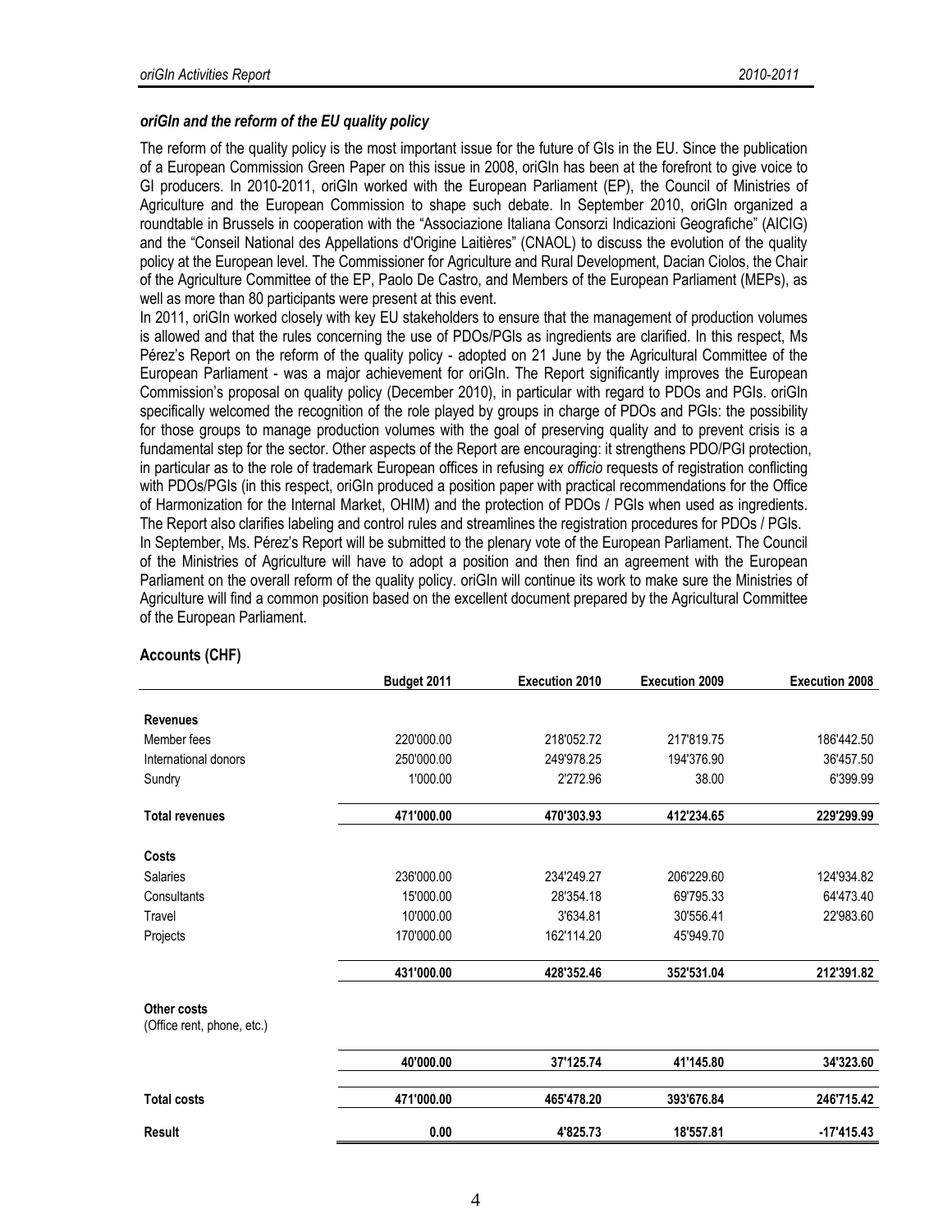***oriGIn and the reform of the EU quality policy***

The reform of the quality policy is the most important issue for the future of GIs in the EU. Since the publication of a European Commission Green Paper on this issue in 2008, oriGIn has been at the forefront to give voice to GI producers. In 2010-2011, oriGIn worked with the European Parliament (EP), the Council of Ministries of Agriculture and the European Commission to shape such debate. In September 2010, oriGIn organized a roundtable in Brussels in cooperation with the "Associazione Italiana Consorzi Indicazioni Geografiche" (AICIG) and the "Conseil National des Appellations d'Origine Laitières" (CNAOL) to discuss the evolution of the quality policy at the European level. The Commissioner for Agriculture and Rural Development, Dacian Ciolos, the Chair of the Agriculture Committee of the EP, Paolo De Castro, and Members of the European Parliament (MEPs), as well as more than 80 participants were present at this event.

In 2011, oriGIn worked closely with key EU stakeholders to ensure that the management of production volumes is allowed and that the rules concerning the use of PDOs/PGIs as ingredients are clarified. In this respect, Ms Pérez's Report on the reform of the quality policy - adopted on 21 June by the Agricultural Committee of the European Parliament - was a major achievement for oriGIn. The Report significantly improves the European Commission's proposal on quality policy (December 2010), in particular with regard to PDOs and PGIs. oriGIn specifically welcomed the recognition of the role played by groups in charge of PDOs and PGIs: the possibility for those groups to manage production volumes with the goal of preserving quality and to prevent crisis is a fundamental step for the sector. Other aspects of the Report are encouraging: it strengthens PDO/PGI protection, in particular as to the role of trademark European offices in refusing *ex officio* requests of registration conflicting with PDOs/PGIs (in this respect, oriGIn produced a position paper with practical recommendations for the Office of Harmonization for the Internal Market, OHIM) and the protection of PDOs / PGIs when used as ingredients. The Report also clarifies labeling and control rules and streamlines the registration procedures for PDOs / PGIs.

In September, Ms. Pérez's Report will be submitted to the plenary vote of the European Parliament. The Council of the Ministries of Agriculture will have to adopt a position and then find an agreement with the European Parliament on the overall reform of the quality policy. oriGIn will continue its work to make sure the Ministries of Agriculture will find a common position based on the excellent document prepared by the Agricultural Committee of the European Parliament.

**Accounts (CHF)**

| | Budget 2011 | Execution 2010 | Execution 2009 | Execution 2008 |
|---|---|---|---|---|
| **Revenues** | | | | |
| Member fees | 220'000.00 | 218'052.72 | 217'819.75 | 186'442.50 |
| International donors | 250'000.00 | 249'978.25 | 194'376.90 | 36'457.50 |
| Sundry | 1'000.00 | 2'272.96 | 38.00 | 6'399.99 |
| **Total revenues** | **471'000.00** | **470'303.93** | **412'234.65** | **229'299.99** |
| **Costs** | | | | |
| Salaries | 236'000.00 | 234'249.27 | 206'229.60 | 124'934.82 |
| Consultants | 15'000.00 | 28'354.18 | 69'795.33 | 64'473.40 |
| Travel | 10'000.00 | 3'634.81 | 30'556.41 | 22'983.60 |
| Projects | 170'000.00 | 162'114.20 | 45'949.70 | |
| | **431'000.00** | **428'352.46** | **352'531.04** | **212'391.82** |
| **Other costs** (Office rent, phone, etc.) | | | | |
| | **40'000.00** | **37'125.74** | **41'145.80** | **34'323.60** |
| **Total costs** | **471'000.00** | **465'478.20** | **393'676.84** | **246'715.42** |
| **Result** | **0.00** | **4'825.73** | **18'557.81** | **-17'415.43** |